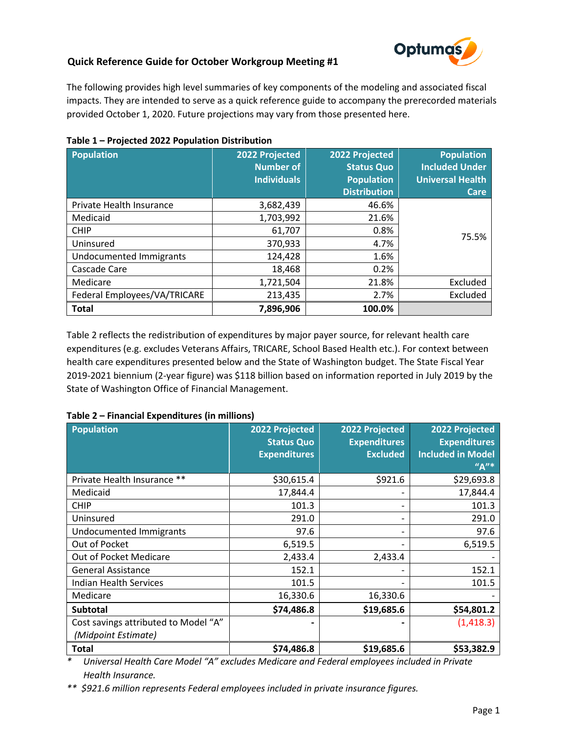## Quick Reference Guide for October Workgroup Meeting #1

The following provides high level summaries of key components of the modeling and associated fiscal impacts. They are intended to serve as a quick reference guide to accompany the prerecorded materials provided October 1, 2020. Future projections may vary from those presented here.

**Table 1 – Projected 2022 Population Distribution**

| Population | 2022 Projected Number of Individuals | 2022 Projected Status Quo Population Distribution | Population Included Under Universal Health Care |
|---|---|---|---|
| Private Health Insurance | 3,682,439 | 46.6% | 75.5% |
| Medicaid | 1,703,992 | 21.6% | |
| CHIP | 61,707 | 0.8% | |
| Uninsured | 370,933 | 4.7% | |
| Undocumented Immigrants | 124,428 | 1.6% | |
| Cascade Care | 18,468 | 0.2% | |
| Medicare | 1,721,504 | 21.8% | Excluded |
| Federal Employees/VA/TRICARE | 213,435 | 2.7% | Excluded |
| **Total** | **7,896,906** | **100.0%** | |

Table 2 reflects the redistribution of expenditures by major payer source, for relevant health care expenditures (e.g. excludes Veterans Affairs, TRICARE, School Based Health etc.). For context between health care expenditures presented below and the State of Washington budget. The State Fiscal Year 2019-2021 biennium (2-year figure) was $118 billion based on information reported in July 2019 by the State of Washington Office of Financial Management.

**Table 2 – Financial Expenditures (in millions)**

| Population | 2022 Projected Status Quo Expenditures | 2022 Projected Expenditures Excluded | 2022 Projected Expenditures Included in Model "A"* |
|---|---|---|---|
| Private Health Insurance ** | $30,615.4 | $921.6 | $29,693.8 |
| Medicaid | 17,844.4 | - | 17,844.4 |
| CHIP | 101.3 | - | 101.3 |
| Uninsured | 291.0 | - | 291.0 |
| Undocumented Immigrants | 97.6 | - | 97.6 |
| Out of Pocket | 6,519.5 | - | 6,519.5 |
| Out of Pocket Medicare | 2,433.4 | 2,433.4 | - |
| General Assistance | 152.1 | - | 152.1 |
| Indian Health Services | 101.5 | - | 101.5 |
| Medicare | 16,330.6 | 16,330.6 | - |
| **Subtotal** | **$74,486.8** | **$19,685.6** | **$54,801.2** |
| Cost savings attributed to Model "A" *(Midpoint Estimate)* | **-** | **-** | (1,418.3) |
| **Total** | **$74,486.8** | **$19,685.6** | **$53,382.9** |

\* *Universal Health Care Model "A" excludes Medicare and Federal employees included in Private Health Insurance.*

\*\* *$921.6 million represents Federal employees included in private insurance figures.*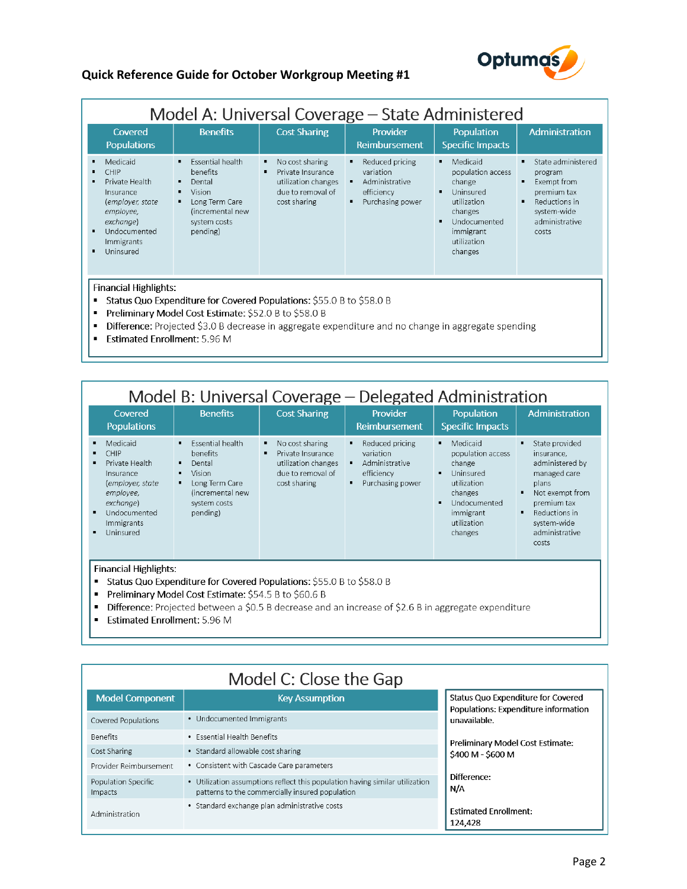## Quick Reference Guide for October Workgroup Meeting #1

# Model A: Universal Coverage – State Administered

| Covered Populations | Benefits | Cost Sharing | Provider Reimbursement | Population Specific Impacts | Administration |
|---|---|---|---|---|---|
| ▪ Medicaid<br>▪ CHIP<br>▪ Private Health Insurance (*employer, state employee, exchange*)<br>▪ Undocumented Immigrants<br>▪ Uninsured | ▪ Essential health benefits<br>▪ Dental<br>▪ Vision<br>▪ Long Term Care (incremental new system costs pending) | ▪ No cost sharing<br>▪ Private Insurance utilization changes due to removal of cost sharing | ▪ Reduced pricing variation<br>▪ Administrative efficiency<br>▪ Purchasing power | ▪ Medicaid population access change<br>▪ Uninsured utilization changes<br>▪ Undocumented immigrant utilization changes | ▪ State administered program<br>▪ Exempt from premium tax<br>▪ Reductions in system-wide administrative costs |

Financial Highlights:

- **Status Quo Expenditure for Covered Populations:** $55.0 B to $58.0 B
- **Preliminary Model Cost Estimate:** $52.0 B to $58.0 B
- **Difference:** Projected $3.0 B decrease in aggregate expenditure and no change in aggregate spending
- **Estimated Enrollment:** 5.96 M

# Model B: Universal Coverage – Delegated Administration

| Covered Populations | Benefits | Cost Sharing | Provider Reimbursement | Population Specific Impacts | Administration |
|---|---|---|---|---|---|
| ▪ Medicaid<br>▪ CHIP<br>▪ Private Health Insurance (*employer, state employee, exchange*)<br>▪ Undocumented Immigrants<br>▪ Uninsured | ▪ Essential health benefits<br>▪ Dental<br>▪ Vision<br>▪ Long Term Care (incremental new system costs pending) | ▪ No cost sharing<br>▪ Private Insurance utilization changes due to removal of cost sharing | ▪ Reduced pricing variation<br>▪ Administrative efficiency<br>▪ Purchasing power | ▪ Medicaid population access change<br>▪ Uninsured utilization changes<br>▪ Undocumented immigrant utilization changes | ▪ State provided insurance, administered by managed care plans<br>▪ Not exempt from premium tax<br>▪ Reductions in system-wide administrative costs |

Financial Highlights:

- **Status Quo Expenditure for Covered Populations:** $55.0 B to $58.0 B
- **Preliminary Model Cost Estimate:** $54.5 B to $60.6 B
- **Difference:** Projected between a $0.5 B decrease and an increase of $2.6 B in aggregate expenditure
- **Estimated Enrollment:** 5.96 M

# Model C: Close the Gap

| Model Component | Key Assumption |
|---|---|
| Covered Populations | • Undocumented Immigrants |
| Benefits | • Essential Health Benefits |
| Cost Sharing | • Standard allowable cost sharing |
| Provider Reimbursement | • Consistent with Cascade Care parameters |
| Population Specific Impacts | • Utilization assumptions reflect this population having similar utilization patterns to the commercially insured population |
| Administration | • Standard exchange plan administrative costs |

Status Quo Expenditure for Covered Populations: Expenditure information unavailable.

Preliminary Model Cost Estimate: $400 M - $600 M

Difference: N/A

Estimated Enrollment: 124,428